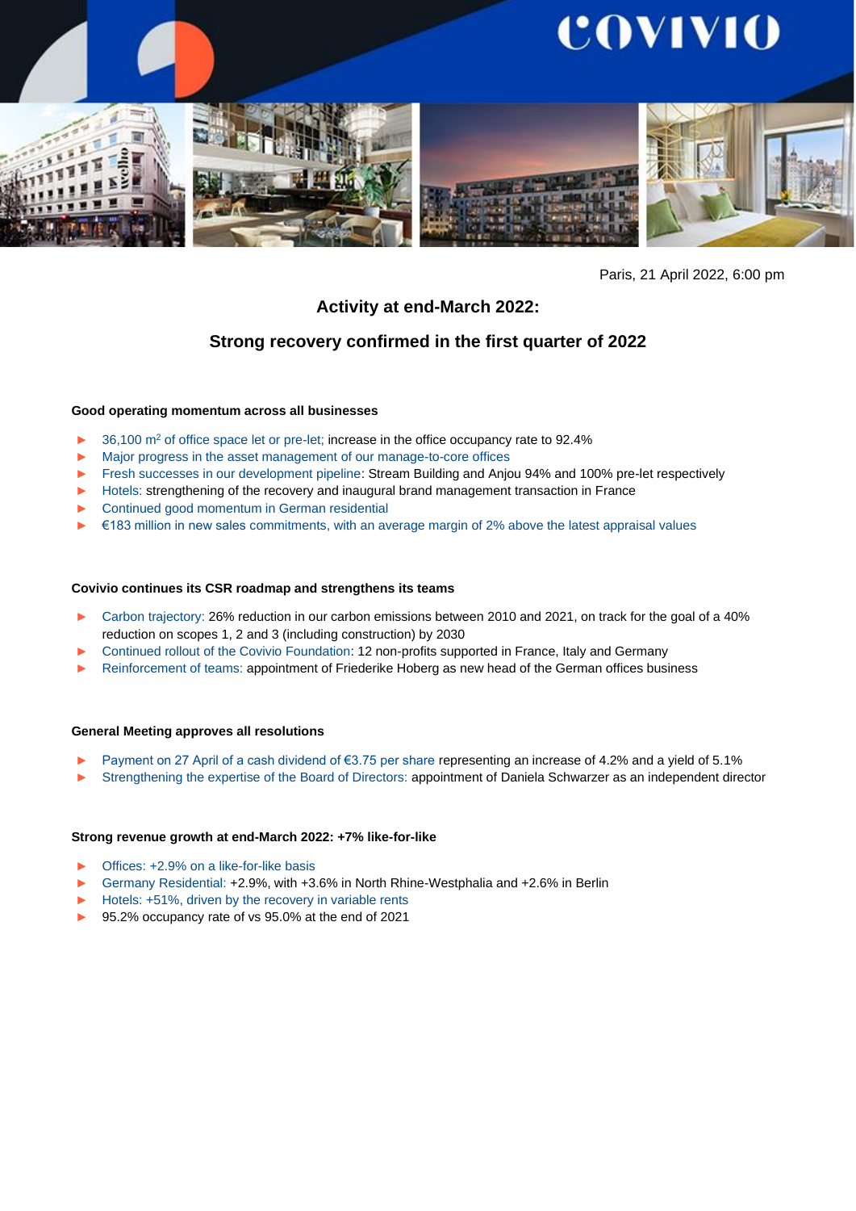Paris, 21 April 2022, 6:00 pm

# Activity at end-March 2022:

# Strong recovery confirmed in the first quarter of 2022

### Good operating momentum across all businesses

- 36,100 m² of office space let or pre-let; increase in the office occupancy rate to 92.4%
- Major progress in the asset management of our manage-to-core offices
- Fresh successes in our development pipeline: Stream Building and Anjou 94% and 100% pre-let respectively
- Hotels: strengthening of the recovery and inaugural brand management transaction in France
- Continued good momentum in German residential
- €183 million in new sales commitments, with an average margin of 2% above the latest appraisal values

### Covivio continues its CSR roadmap and strengthens its teams

- Carbon trajectory: 26% reduction in our carbon emissions between 2010 and 2021, on track for the goal of a 40% reduction on scopes 1, 2 and 3 (including construction) by 2030
- Continued rollout of the Covivio Foundation: 12 non-profits supported in France, Italy and Germany
- Reinforcement of teams: appointment of Friederike Hoberg as new head of the German offices business

### General Meeting approves all resolutions

- Payment on 27 April of a cash dividend of €3.75 per share representing an increase of 4.2% and a yield of 5.1%
- Strengthening the expertise of the Board of Directors: appointment of Daniela Schwarzer as an independent director

### Strong revenue growth at end-March 2022: +7% like-for-like

- Offices: +2.9% on a like-for-like basis
- Germany Residential: +2.9%, with +3.6% in North Rhine-Westphalia and +2.6% in Berlin
- Hotels: +51%, driven by the recovery in variable rents
- 95.2% occupancy rate of vs 95.0% at the end of 2021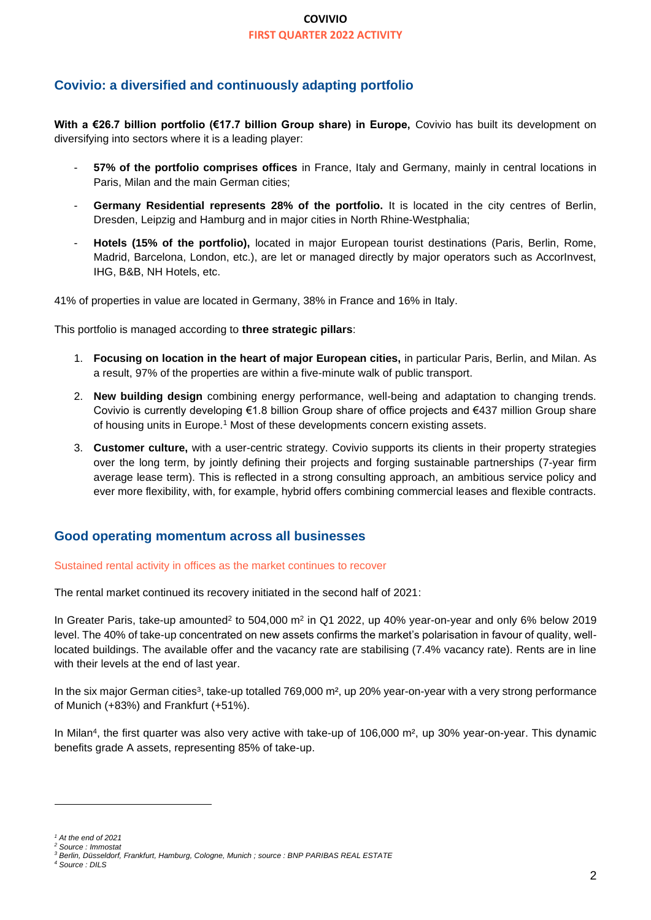## Covivio: a diversified and continuously adapting portfolio

**With a €26.7 billion portfolio (€17.7 billion Group share) in Europe,** Covivio has built its development on diversifying into sectors where it is a leading player:

- **57% of the portfolio comprises offices** in France, Italy and Germany, mainly in central locations in Paris, Milan and the main German cities;
- **Germany Residential represents 28% of the portfolio.** It is located in the city centres of Berlin, Dresden, Leipzig and Hamburg and in major cities in North Rhine-Westphalia;
- **Hotels (15% of the portfolio),** located in major European tourist destinations (Paris, Berlin, Rome, Madrid, Barcelona, London, etc.), are let or managed directly by major operators such as AccorInvest, IHG, B&B, NH Hotels, etc.

41% of properties in value are located in Germany, 38% in France and 16% in Italy.

This portfolio is managed according to **three strategic pillars**:

1. **Focusing on location in the heart of major European cities,** in particular Paris, Berlin, and Milan. As a result, 97% of the properties are within a five-minute walk of public transport.
2. **New building design** combining energy performance, well-being and adaptation to changing trends. Covivio is currently developing €1.8 billion Group share of office projects and €437 million Group share of housing units in Europe.[1] Most of these developments concern existing assets.
3. **Customer culture,** with a user-centric strategy. Covivio supports its clients in their property strategies over the long term, by jointly defining their projects and forging sustainable partnerships (7-year firm average lease term). This is reflected in a strong consulting approach, an ambitious service policy and ever more flexibility, with, for example, hybrid offers combining commercial leases and flexible contracts.

## Good operating momentum across all businesses

### Sustained rental activity in offices as the market continues to recover

The rental market continued its recovery initiated in the second half of 2021:

In Greater Paris, take-up amounted[2] to 504,000 m² in Q1 2022, up 40% year-on-year and only 6% below 2019 level. The 40% of take-up concentrated on new assets confirms the market's polarisation in favour of quality, well-located buildings. The available offer and the vacancy rate are stabilising (7.4% vacancy rate). Rents are in line with their levels at the end of last year.

In the six major German cities[3], take-up totalled 769,000 m², up 20% year-on-year with a very strong performance of Munich (+83%) and Frankfurt (+51%).

In Milan[4], the first quarter was also very active with take-up of 106,000 m², up 30% year-on-year. This dynamic benefits grade A assets, representing 85% of take-up.

---

*[1] At the end of 2021*
*[2] Source : Immostat*
*[3] Berlin, Düsseldorf, Frankfurt, Hamburg, Cologne, Munich ; source : BNP PARIBAS REAL ESTATE*
*[4] Source : DILS*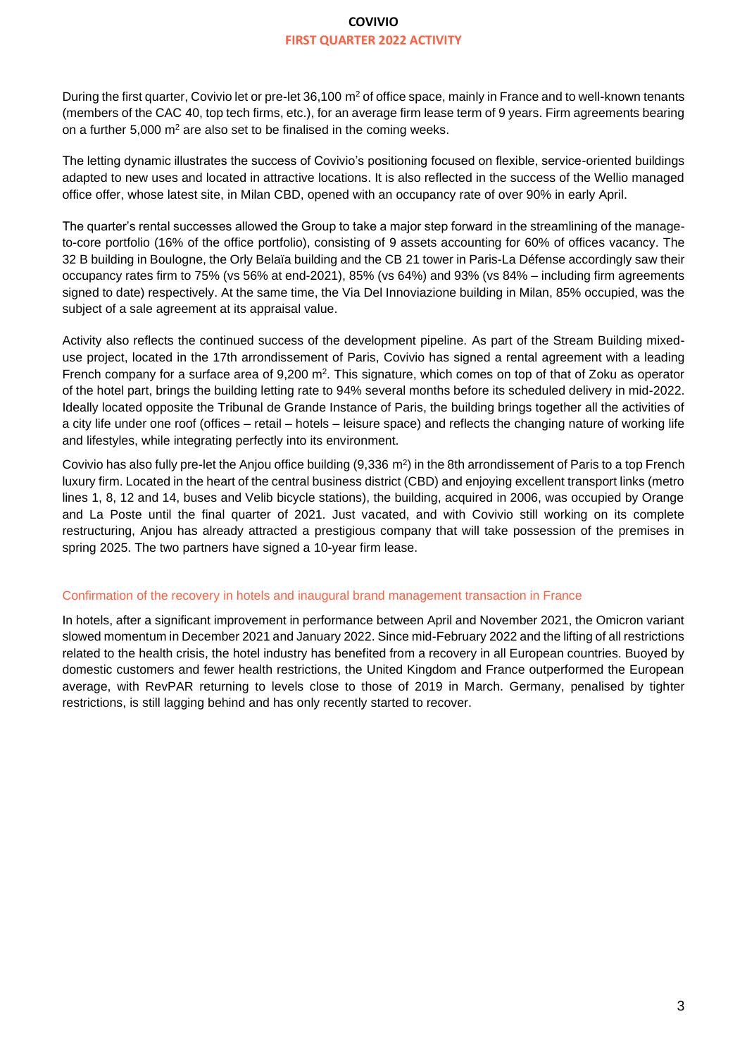During the first quarter, Covivio let or pre-let 36,100 m² of office space, mainly in France and to well-known tenants (members of the CAC 40, top tech firms, etc.), for an average firm lease term of 9 years. Firm agreements bearing on a further 5,000 m² are also set to be finalised in the coming weeks.

The letting dynamic illustrates the success of Covivio's positioning focused on flexible, service-oriented buildings adapted to new uses and located in attractive locations. It is also reflected in the success of the Wellio managed office offer, whose latest site, in Milan CBD, opened with an occupancy rate of over 90% in early April.

The quarter's rental successes allowed the Group to take a major step forward in the streamlining of the manage-to-core portfolio (16% of the office portfolio), consisting of 9 assets accounting for 60% of offices vacancy. The 32 B building in Boulogne, the Orly Belaïa building and the CB 21 tower in Paris-La Défense accordingly saw their occupancy rates firm to 75% (vs 56% at end-2021), 85% (vs 64%) and 93% (vs 84% – including firm agreements signed to date) respectively. At the same time, the Via Del Innoviazione building in Milan, 85% occupied, was the subject of a sale agreement at its appraisal value.

Activity also reflects the continued success of the development pipeline. As part of the Stream Building mixed-use project, located in the 17th arrondissement of Paris, Covivio has signed a rental agreement with a leading French company for a surface area of 9,200 m². This signature, which comes on top of that of Zoku as operator of the hotel part, brings the building letting rate to 94% several months before its scheduled delivery in mid-2022. Ideally located opposite the Tribunal de Grande Instance of Paris, the building brings together all the activities of a city life under one roof (offices – retail – hotels – leisure space) and reflects the changing nature of working life and lifestyles, while integrating perfectly into its environment.

Covivio has also fully pre-let the Anjou office building (9,336 m²) in the 8th arrondissement of Paris to a top French luxury firm. Located in the heart of the central business district (CBD) and enjoying excellent transport links (metro lines 1, 8, 12 and 14, buses and Velib bicycle stations), the building, acquired in 2006, was occupied by Orange and La Poste until the final quarter of 2021. Just vacated, and with Covivio still working on its complete restructuring, Anjou has already attracted a prestigious company that will take possession of the premises in spring 2025. The two partners have signed a 10-year firm lease.

## Confirmation of the recovery in hotels and inaugural brand management transaction in France

In hotels, after a significant improvement in performance between April and November 2021, the Omicron variant slowed momentum in December 2021 and January 2022. Since mid-February 2022 and the lifting of all restrictions related to the health crisis, the hotel industry has benefited from a recovery in all European countries. Buoyed by domestic customers and fewer health restrictions, the United Kingdom and France outperformed the European average, with RevPAR returning to levels close to those of 2019 in March. Germany, penalised by tighter restrictions, is still lagging behind and has only recently started to recover.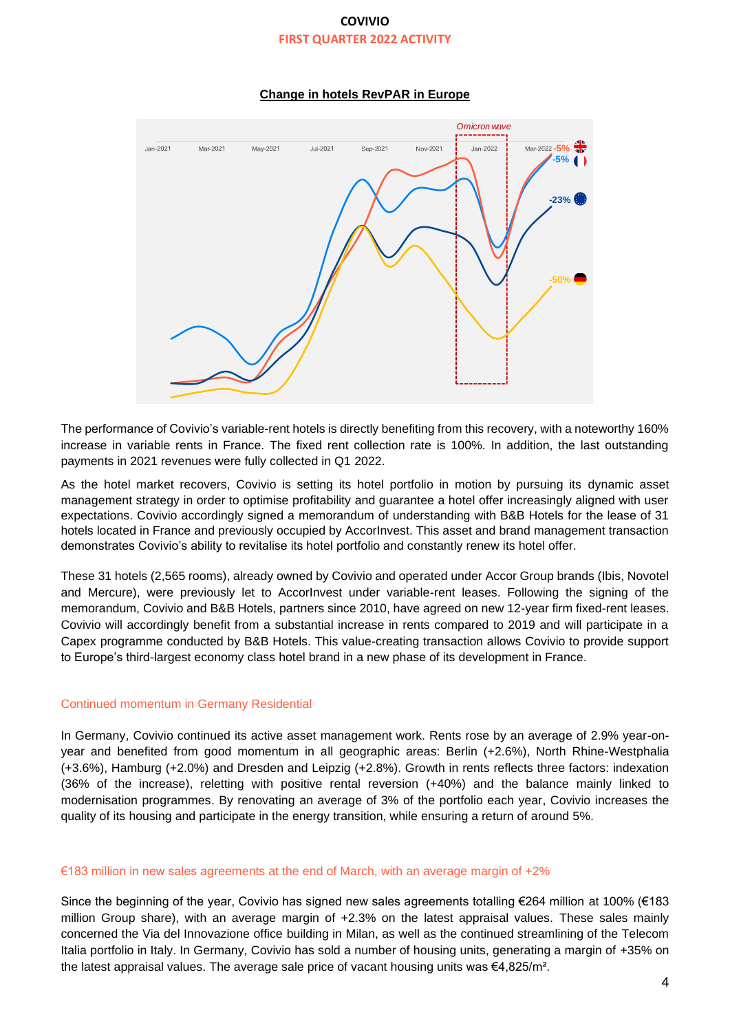**Change in hotels RevPAR in Europe**

The performance of Covivio's variable-rent hotels is directly benefiting from this recovery, with a noteworthy 160% increase in variable rents in France. The fixed rent collection rate is 100%. In addition, the last outstanding payments in 2021 revenues were fully collected in Q1 2022.

As the hotel market recovers, Covivio is setting its hotel portfolio in motion by pursuing its dynamic asset management strategy in order to optimise profitability and guarantee a hotel offer increasingly aligned with user expectations. Covivio accordingly signed a memorandum of understanding with B&B Hotels for the lease of 31 hotels located in France and previously occupied by AccorInvest. This asset and brand management transaction demonstrates Covivio's ability to revitalise its hotel portfolio and constantly renew its hotel offer.

These 31 hotels (2,565 rooms), already owned by Covivio and operated under Accor Group brands (Ibis, Novotel and Mercure), were previously let to AccorInvest under variable-rent leases. Following the signing of the memorandum, Covivio and B&B Hotels, partners since 2010, have agreed on new 12-year firm fixed-rent leases. Covivio will accordingly benefit from a substantial increase in rents compared to 2019 and will participate in a Capex programme conducted by B&B Hotels. This value-creating transaction allows Covivio to provide support to Europe's third-largest economy class hotel brand in a new phase of its development in France.

## Continued momentum in Germany Residential

In Germany, Covivio continued its active asset management work. Rents rose by an average of 2.9% year-on-year and benefited from good momentum in all geographic areas: Berlin (+2.6%), North Rhine-Westphalia (+3.6%), Hamburg (+2.0%) and Dresden and Leipzig (+2.8%). Growth in rents reflects three factors: indexation (36% of the increase), reletting with positive rental reversion (+40%) and the balance mainly linked to modernisation programmes. By renovating an average of 3% of the portfolio each year, Covivio increases the quality of its housing and participate in the energy transition, while ensuring a return of around 5%.

## €183 million in new sales agreements at the end of March, with an average margin of +2%

Since the beginning of the year, Covivio has signed new sales agreements totalling €264 million at 100% (€183 million Group share), with an average margin of +2.3% on the latest appraisal values. These sales mainly concerned the Via del Innovazione office building in Milan, as well as the continued streamlining of the Telecom Italia portfolio in Italy. In Germany, Covivio has sold a number of housing units, generating a margin of +35% on the latest appraisal values. The average sale price of vacant housing units was €4,825/m².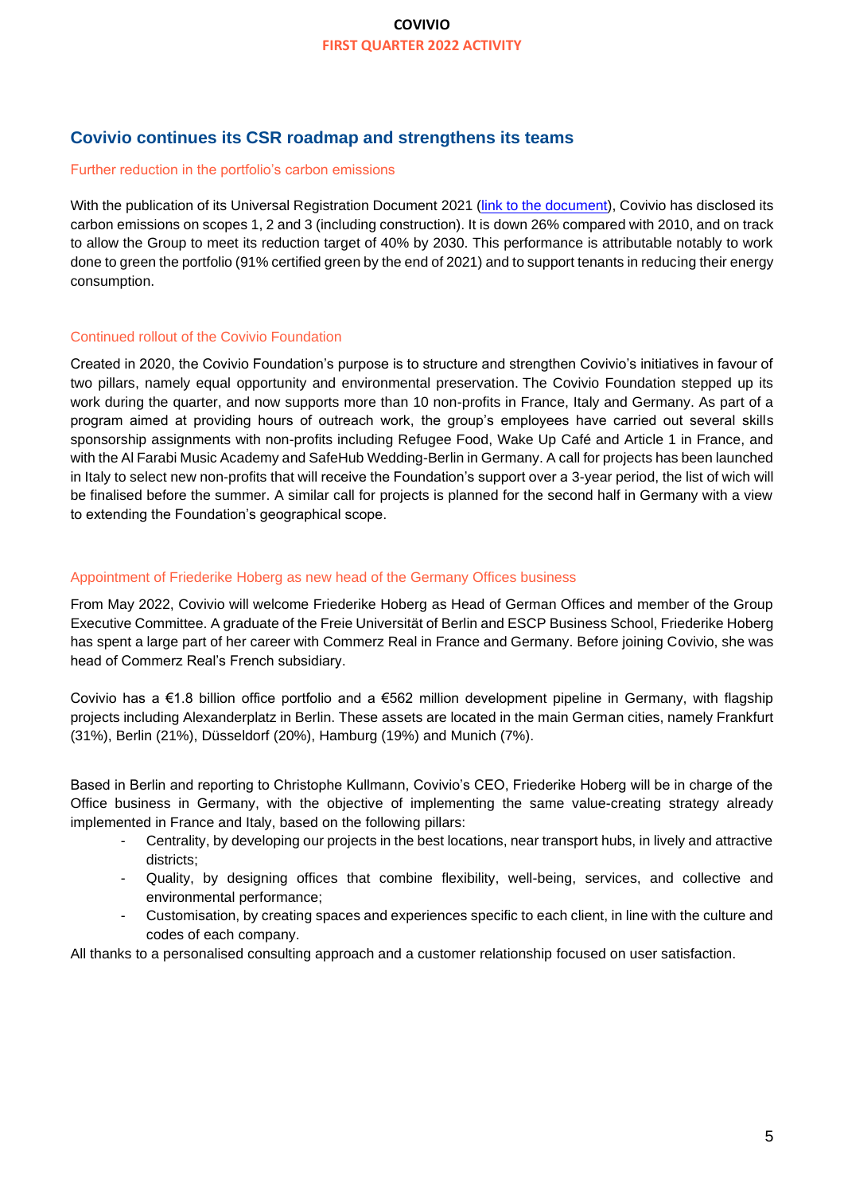## Covivio continues its CSR roadmap and strengthens its teams

### Further reduction in the portfolio's carbon emissions

With the publication of its Universal Registration Document 2021 ([link to the document]), Covivio has disclosed its carbon emissions on scopes 1, 2 and 3 (including construction). It is down 26% compared with 2010, and on track to allow the Group to meet its reduction target of 40% by 2030. This performance is attributable notably to work done to green the portfolio (91% certified green by the end of 2021) and to support tenants in reducing their energy consumption.

### Continued rollout of the Covivio Foundation

Created in 2020, the Covivio Foundation's purpose is to structure and strengthen Covivio's initiatives in favour of two pillars, namely equal opportunity and environmental preservation. The Covivio Foundation stepped up its work during the quarter, and now supports more than 10 non-profits in France, Italy and Germany. As part of a program aimed at providing hours of outreach work, the group's employees have carried out several skills sponsorship assignments with non-profits including Refugee Food, Wake Up Café and Article 1 in France, and with the Al Farabi Music Academy and SafeHub Wedding-Berlin in Germany. A call for projects has been launched in Italy to select new non-profits that will receive the Foundation's support over a 3-year period, the list of wich will be finalised before the summer. A similar call for projects is planned for the second half in Germany with a view to extending the Foundation's geographical scope.

### Appointment of Friederike Hoberg as new head of the Germany Offices business

From May 2022, Covivio will welcome Friederike Hoberg as Head of German Offices and member of the Group Executive Committee. A graduate of the Freie Universität of Berlin and ESCP Business School, Friederike Hoberg has spent a large part of her career with Commerz Real in France and Germany. Before joining Covivio, she was head of Commerz Real's French subsidiary.

Covivio has a €1.8 billion office portfolio and a €562 million development pipeline in Germany, with flagship projects including Alexanderplatz in Berlin. These assets are located in the main German cities, namely Frankfurt (31%), Berlin (21%), Düsseldorf (20%), Hamburg (19%) and Munich (7%).

Based in Berlin and reporting to Christophe Kullmann, Covivio's CEO, Friederike Hoberg will be in charge of the Office business in Germany, with the objective of implementing the same value-creating strategy already implemented in France and Italy, based on the following pillars:

- Centrality, by developing our projects in the best locations, near transport hubs, in lively and attractive districts;
- Quality, by designing offices that combine flexibility, well-being, services, and collective and environmental performance;
- Customisation, by creating spaces and experiences specific to each client, in line with the culture and codes of each company.

All thanks to a personalised consulting approach and a customer relationship focused on user satisfaction.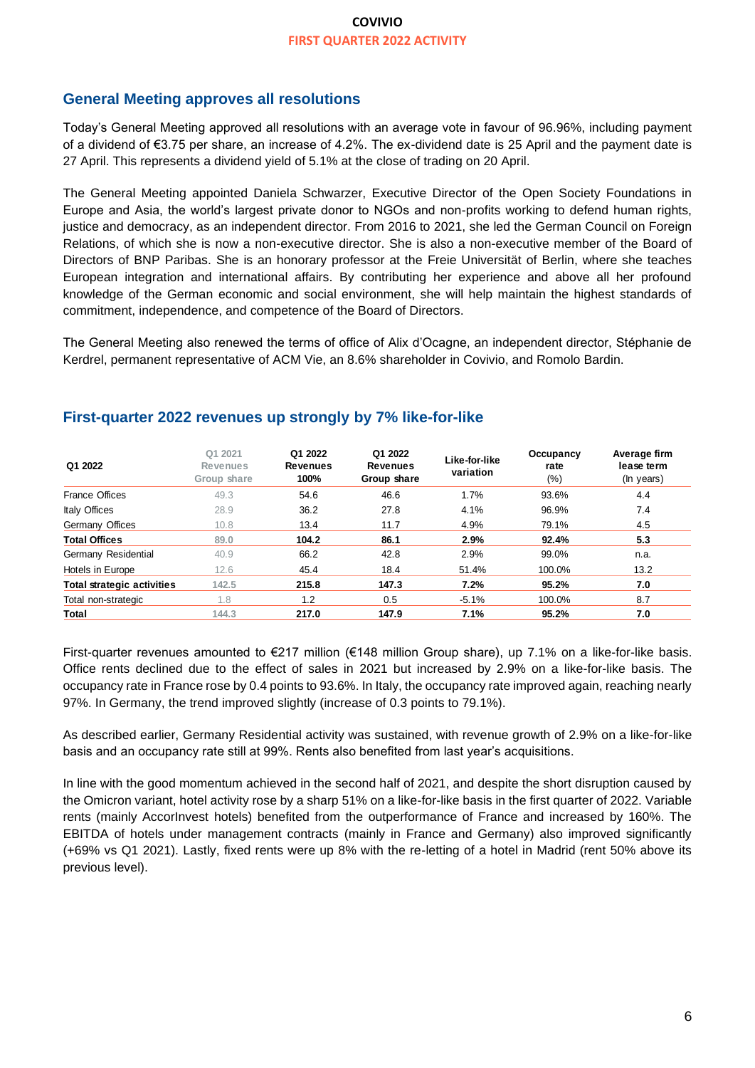## General Meeting approves all resolutions

Today's General Meeting approved all resolutions with an average vote in favour of 96.96%, including payment of a dividend of €3.75 per share, an increase of 4.2%. The ex-dividend date is 25 April and the payment date is 27 April. This represents a dividend yield of 5.1% at the close of trading on 20 April.

The General Meeting appointed Daniela Schwarzer, Executive Director of the Open Society Foundations in Europe and Asia, the world's largest private donor to NGOs and non-profits working to defend human rights, justice and democracy, as an independent director. From 2016 to 2021, she led the German Council on Foreign Relations, of which she is now a non-executive director. She is also a non-executive member of the Board of Directors of BNP Paribas. She is an honorary professor at the Freie Universität of Berlin, where she teaches European integration and international affairs. By contributing her experience and above all her profound knowledge of the German economic and social environment, she will help maintain the highest standards of commitment, independence, and competence of the Board of Directors.

The General Meeting also renewed the terms of office of Alix d'Ocagne, an independent director, Stéphanie de Kerdrel, permanent representative of ACM Vie, an 8.6% shareholder in Covivio, and Romolo Bardin.

## First-quarter 2022 revenues up strongly by 7% like-for-like

| Q1 2022 | Q1 2021 Revenues Group share | Q1 2022 Revenues 100% | Q1 2022 Revenues Group share | Like-for-like variation | Occupancy rate (%) | Average firm lease term (In years) |
|---|---|---|---|---|---|---|
| France Offices | 49.3 | 54.6 | 46.6 | 1.7% | 93.6% | 4.4 |
| Italy Offices | 28.9 | 36.2 | 27.8 | 4.1% | 96.9% | 7.4 |
| Germany Offices | 10.8 | 13.4 | 11.7 | 4.9% | 79.1% | 4.5 |
| **Total Offices** | **89.0** | **104.2** | **86.1** | **2.9%** | **92.4%** | **5.3** |
| Germany Residential | 40.9 | 66.2 | 42.8 | 2.9% | 99.0% | n.a. |
| Hotels in Europe | 12.6 | 45.4 | 18.4 | 51.4% | 100.0% | 13.2 |
| **Total strategic activities** | **142.5** | **215.8** | **147.3** | **7.2%** | **95.2%** | **7.0** |
| Total non-strategic | 1.8 | 1.2 | 0.5 | -5.1% | 100.0% | 8.7 |
| **Total** | **144.3** | **217.0** | **147.9** | **7.1%** | **95.2%** | **7.0** |

First-quarter revenues amounted to €217 million (€148 million Group share), up 7.1% on a like-for-like basis. Office rents declined due to the effect of sales in 2021 but increased by 2.9% on a like-for-like basis. The occupancy rate in France rose by 0.4 points to 93.6%. In Italy, the occupancy rate improved again, reaching nearly 97%. In Germany, the trend improved slightly (increase of 0.3 points to 79.1%).

As described earlier, Germany Residential activity was sustained, with revenue growth of 2.9% on a like-for-like basis and an occupancy rate still at 99%. Rents also benefited from last year's acquisitions.

In line with the good momentum achieved in the second half of 2021, and despite the short disruption caused by the Omicron variant, hotel activity rose by a sharp 51% on a like-for-like basis in the first quarter of 2022. Variable rents (mainly AccorInvest hotels) benefited from the outperformance of France and increased by 160%. The EBITDA of hotels under management contracts (mainly in France and Germany) also improved significantly (+69% vs Q1 2021). Lastly, fixed rents were up 8% with the re-letting of a hotel in Madrid (rent 50% above its previous level).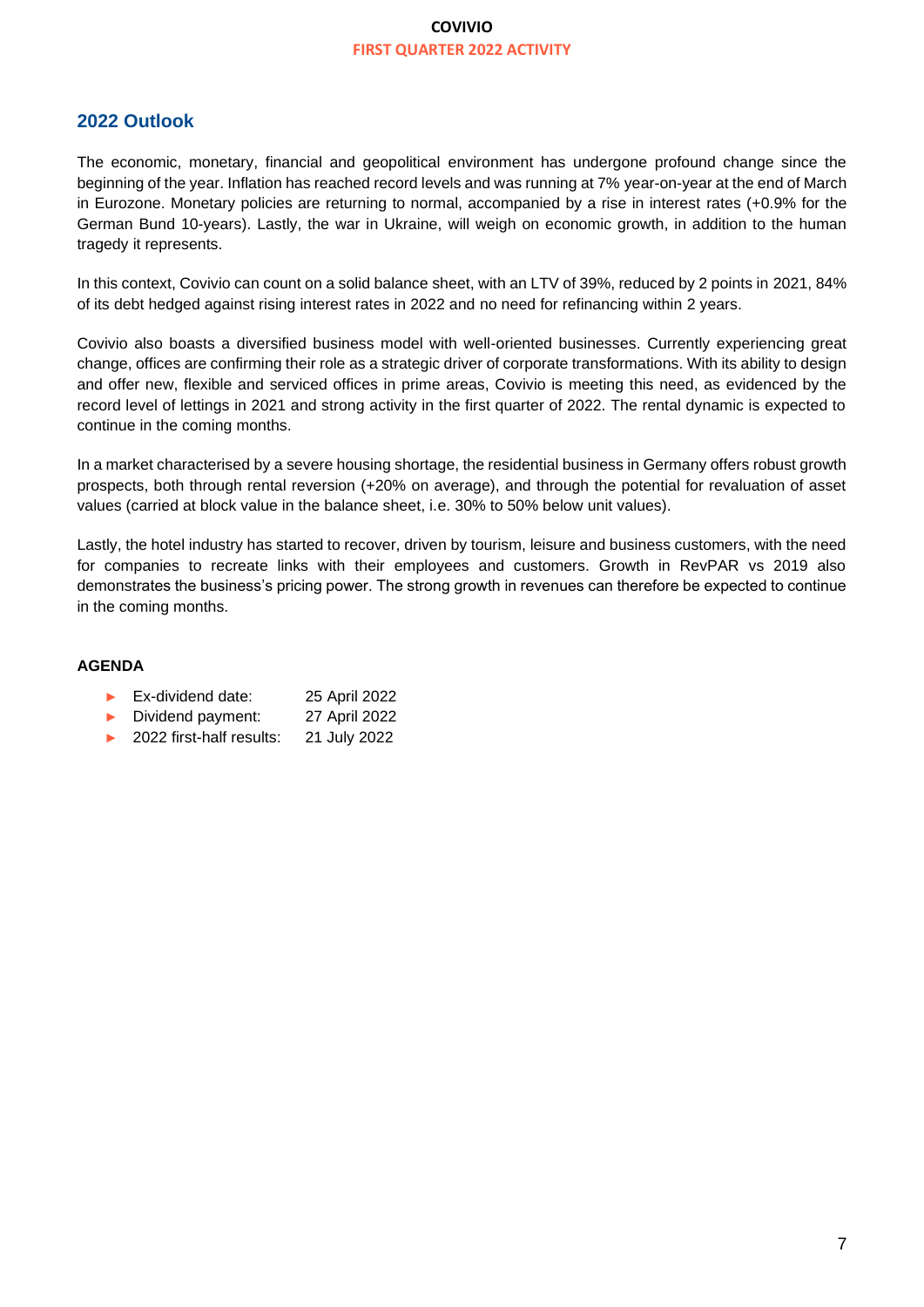## 2022 Outlook

The economic, monetary, financial and geopolitical environment has undergone profound change since the beginning of the year. Inflation has reached record levels and was running at 7% year-on-year at the end of March in Eurozone. Monetary policies are returning to normal, accompanied by a rise in interest rates (+0.9% for the German Bund 10-years). Lastly, the war in Ukraine, will weigh on economic growth, in addition to the human tragedy it represents.

In this context, Covivio can count on a solid balance sheet, with an LTV of 39%, reduced by 2 points in 2021, 84% of its debt hedged against rising interest rates in 2022 and no need for refinancing within 2 years.

Covivio also boasts a diversified business model with well-oriented businesses. Currently experiencing great change, offices are confirming their role as a strategic driver of corporate transformations. With its ability to design and offer new, flexible and serviced offices in prime areas, Covivio is meeting this need, as evidenced by the record level of lettings in 2021 and strong activity in the first quarter of 2022. The rental dynamic is expected to continue in the coming months.

In a market characterised by a severe housing shortage, the residential business in Germany offers robust growth prospects, both through rental reversion (+20% on average), and through the potential for revaluation of asset values (carried at block value in the balance sheet, i.e. 30% to 50% below unit values).

Lastly, the hotel industry has started to recover, driven by tourism, leisure and business customers, with the need for companies to recreate links with their employees and customers. Growth in RevPAR vs 2019 also demonstrates the business's pricing power. The strong growth in revenues can therefore be expected to continue in the coming months.

**AGENDA**

- Ex-dividend date: 25 April 2022
- Dividend payment: 27 April 2022
- 2022 first-half results: 21 July 2022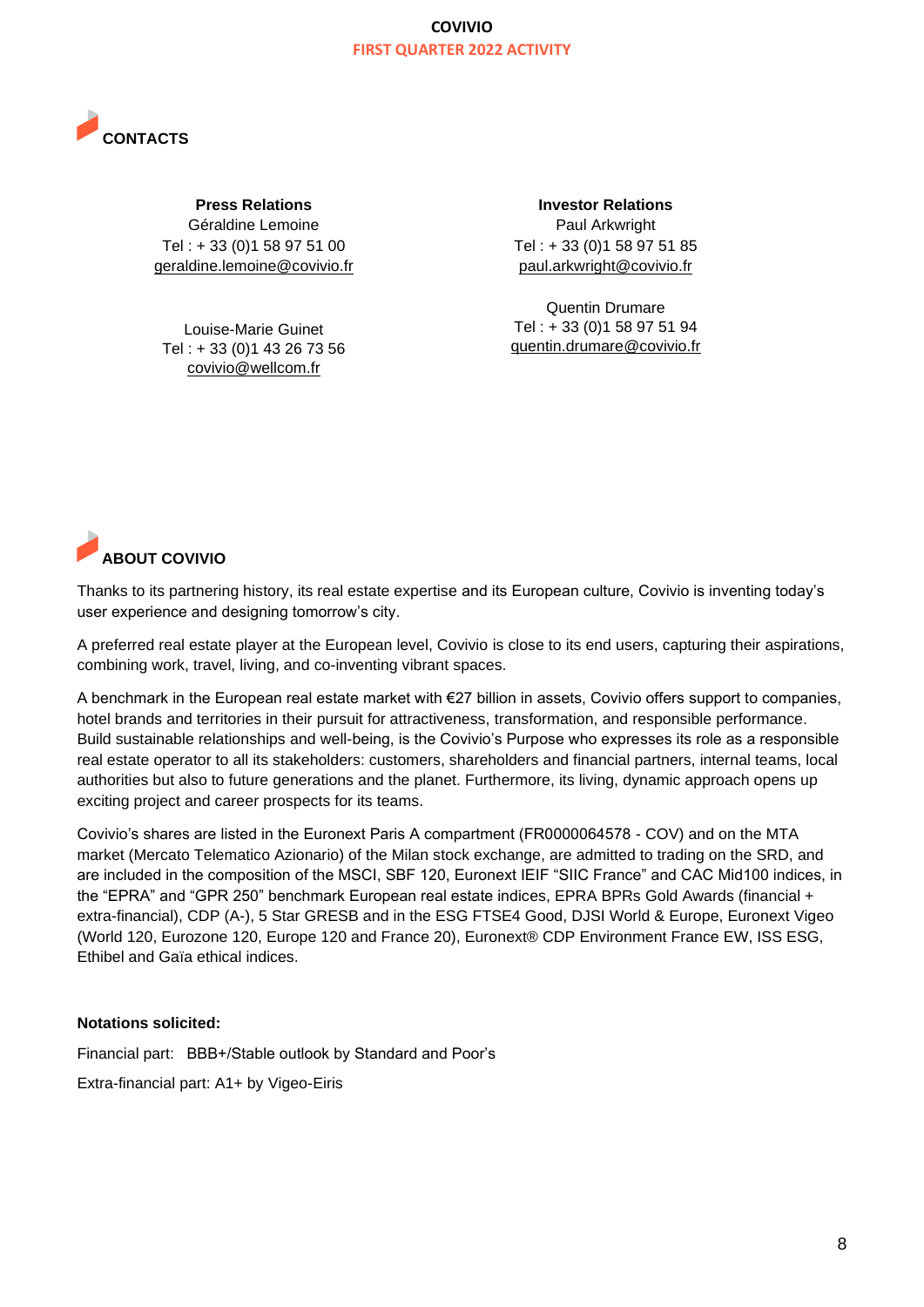## CONTACTS

**Press Relations**
Géraldine Lemoine
Tel : + 33 (0)1 58 97 51 00
geraldine.lemoine@covivio.fr

Louise-Marie Guinet
Tel : + 33 (0)1 43 26 73 56
covivio@wellcom.fr

**Investor Relations**
Paul Arkwright
Tel : + 33 (0)1 58 97 51 85
paul.arkwright@covivio.fr

Quentin Drumare
Tel : + 33 (0)1 58 97 51 94
quentin.drumare@covivio.fr

## ABOUT COVIVIO

Thanks to its partnering history, its real estate expertise and its European culture, Covivio is inventing today's user experience and designing tomorrow's city.

A preferred real estate player at the European level, Covivio is close to its end users, capturing their aspirations, combining work, travel, living, and co-inventing vibrant spaces.

A benchmark in the European real estate market with €27 billion in assets, Covivio offers support to companies, hotel brands and territories in their pursuit for attractiveness, transformation, and responsible performance. Build sustainable relationships and well-being, is the Covivio's Purpose who expresses its role as a responsible real estate operator to all its stakeholders: customers, shareholders and financial partners, internal teams, local authorities but also to future generations and the planet. Furthermore, its living, dynamic approach opens up exciting project and career prospects for its teams.

Covivio's shares are listed in the Euronext Paris A compartment (FR0000064578 - COV) and on the MTA market (Mercato Telematico Azionario) of the Milan stock exchange, are admitted to trading on the SRD, and are included in the composition of the MSCI, SBF 120, Euronext IEIF "SIIC France" and CAC Mid100 indices, in the "EPRA" and "GPR 250" benchmark European real estate indices, EPRA BPRs Gold Awards (financial + extra-financial), CDP (A-), 5 Star GRESB and in the ESG FTSE4 Good, DJSI World & Europe, Euronext Vigeo (World 120, Eurozone 120, Europe 120 and France 20), Euronext® CDP Environment France EW, ISS ESG, Ethibel and Gaïa ethical indices.

**Notations solicited:**

Financial part: BBB+/Stable outlook by Standard and Poor's

Extra-financial part: A1+ by Vigeo-Eiris